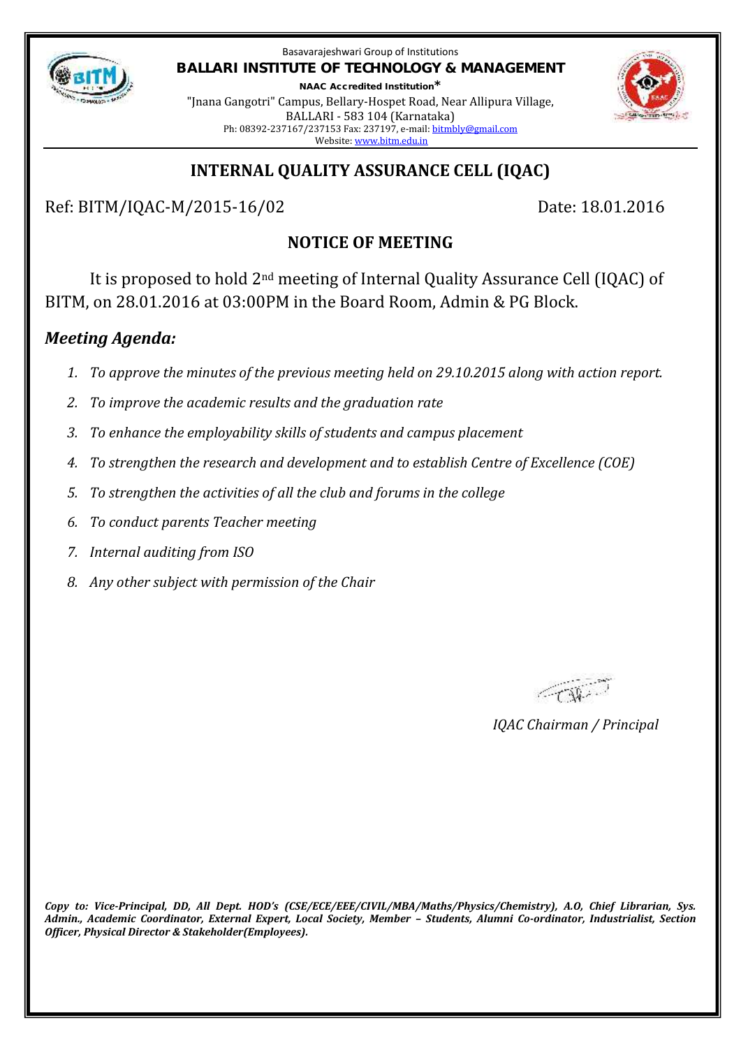Basavarajeshwari Group of Institutions

**BALLARI INSTITUTE OF TECHNOLOGY & MANAGEMENT**

**NAAC Accredited Institution***

"Jnana Gangotri" Campus, Bellary-Hospet Road, Near Allipura Village,
BALLARI - 583 104 (Karnataka)
Ph: 08392-237167/237153 Fax: 237197, e-mail: bitmbly@gmail.com
Website: www.bitm.edu.in

## INTERNAL QUALITY ASSURANCE CELL (IQAC)

Ref: BITM/IQAC-M/2015-16/02 Date: 18.01.2016

### NOTICE OF MEETING

It is proposed to hold 2nd meeting of Internal Quality Assurance Cell (IQAC) of BITM, on 28.01.2016 at 03:00PM in the Board Room, Admin & PG Block.

### *Meeting Agenda:*

1. *To approve the minutes of the previous meeting held on 29.10.2015 along with action report.*
2. *To improve the academic results and the graduation rate*
3. *To enhance the employability skills of students and campus placement*
4. *To strengthen the research and development and to establish Centre of Excellence (COE)*
5. *To strengthen the activities of all the club and forums in the college*
6. *To conduct parents Teacher meeting*
7. *Internal auditing from ISO*
8. *Any other subject with permission of the Chair*

*IQAC Chairman / Principal*

***Copy to: Vice-Principal, DD, All Dept. HOD's (CSE/ECE/EEE/CIVIL/MBA/Maths/Physics/Chemistry), A.O, Chief Librarian, Sys. Admin., Academic Coordinator, External Expert, Local Society, Member – Students, Alumni Co-ordinator, Industrialist, Section Officer, Physical Director & Stakeholder(Employees).***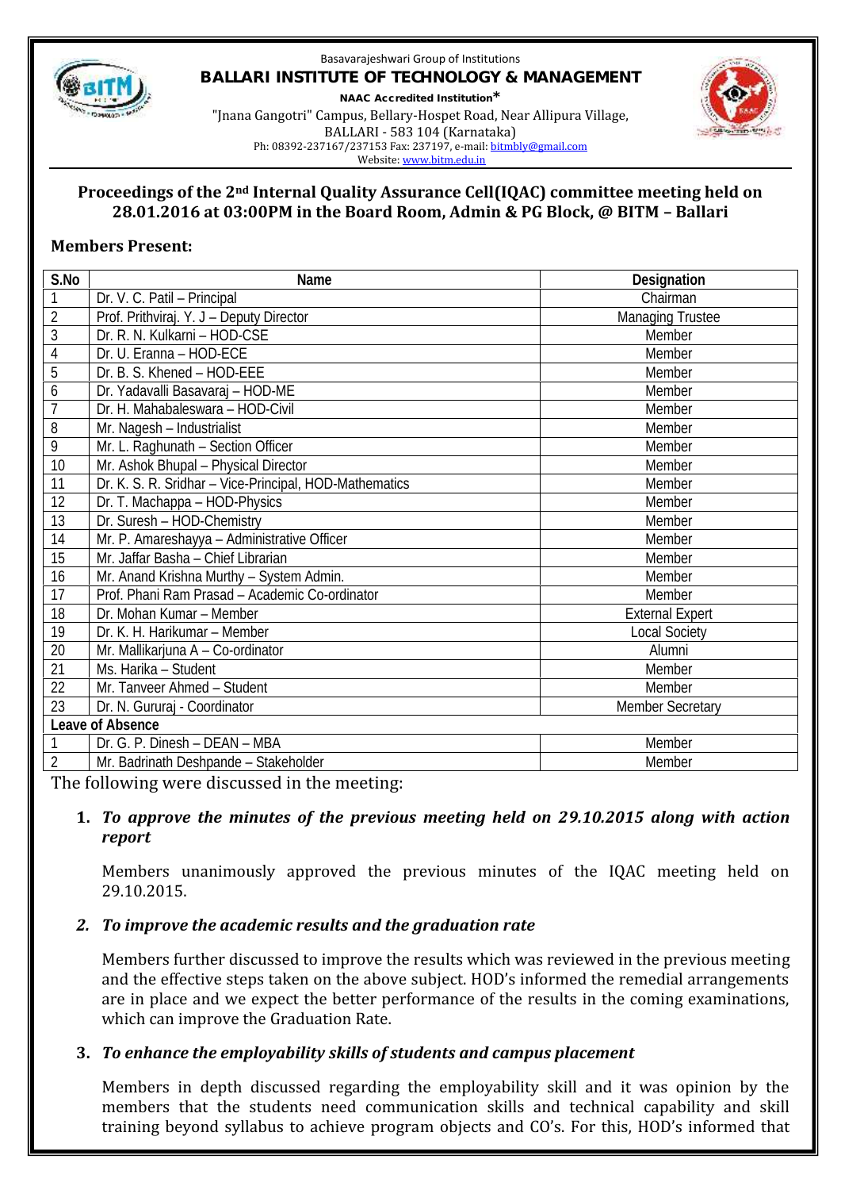Basavarajeshwari Group of Institutions

**BALLARI INSTITUTE OF TECHNOLOGY & MANAGEMENT**

**NAAC Accredited Institution***

"Jnana Gangotri" Campus, Bellary-Hospet Road, Near Allipura Village,
BALLARI - 583 104 (Karnataka)
Ph: 08392-237167/237153 Fax: 237197, e-mail: bitmbly@gmail.com
Website: www.bitm.edu.in

## Proceedings of the 2nd Internal Quality Assurance Cell(IQAC) committee meeting held on 28.01.2016 at 03:00PM in the Board Room, Admin & PG Block, @ BITM – Ballari

**Members Present:**

| S.No | Name | Designation |
|---|---|---|
| 1 | Dr. V. C. Patil – Principal | Chairman |
| 2 | Prof. Prithviraj. Y. J – Deputy Director | Managing Trustee |
| 3 | Dr. R. N. Kulkarni – HOD-CSE | Member |
| 4 | Dr. U. Eranna – HOD-ECE | Member |
| 5 | Dr. B. S. Khened – HOD-EEE | Member |
| 6 | Dr. Yadavalli Basavaraj – HOD-ME | Member |
| 7 | Dr. H. Mahabaleswara – HOD-Civil | Member |
| 8 | Mr. Nagesh – Industrialist | Member |
| 9 | Mr. L. Raghunath – Section Officer | Member |
| 10 | Mr. Ashok Bhupal – Physical Director | Member |
| 11 | Dr. K. S. R. Sridhar – Vice-Principal, HOD-Mathematics | Member |
| 12 | Dr. T. Machappa – HOD-Physics | Member |
| 13 | Dr. Suresh – HOD-Chemistry | Member |
| 14 | Mr. P. Amareshayya – Administrative Officer | Member |
| 15 | Mr. Jaffar Basha – Chief Librarian | Member |
| 16 | Mr. Anand Krishna Murthy – System Admin. | Member |
| 17 | Prof. Phani Ram Prasad – Academic Co-ordinator | Member |
| 18 | Dr. Mohan Kumar – Member | External Expert |
| 19 | Dr. K. H. Harikumar – Member | Local Society |
| 20 | Mr. Mallikarjuna A – Co-ordinator | Alumni |
| 21 | Ms. Harika – Student | Member |
| 22 | Mr. Tanveer Ahmed – Student | Member |
| 23 | Dr. N. Gururaj - Coordinator | Member Secretary |
| **Leave of Absence** | | |
| 1 | Dr. G. P. Dinesh – DEAN – MBA | Member |
| 2 | Mr. Badrinath Deshpande – Stakeholder | Member |

The following were discussed in the meeting:

1. ***To approve the minutes of the previous meeting held on 29.10.2015 along with action report***

   Members unanimously approved the previous minutes of the IQAC meeting held on 29.10.2015.

2. ***To improve the academic results and the graduation rate***

   Members further discussed to improve the results which was reviewed in the previous meeting and the effective steps taken on the above subject. HOD's informed the remedial arrangements are in place and we expect the better performance of the results in the coming examinations, which can improve the Graduation Rate.

3. ***To enhance the employability skills of students and campus placement***

   Members in depth discussed regarding the employability skill and it was opinion by the members that the students need communication skills and technical capability and skill training beyond syllabus to achieve program objects and CO's. For this, HOD's informed that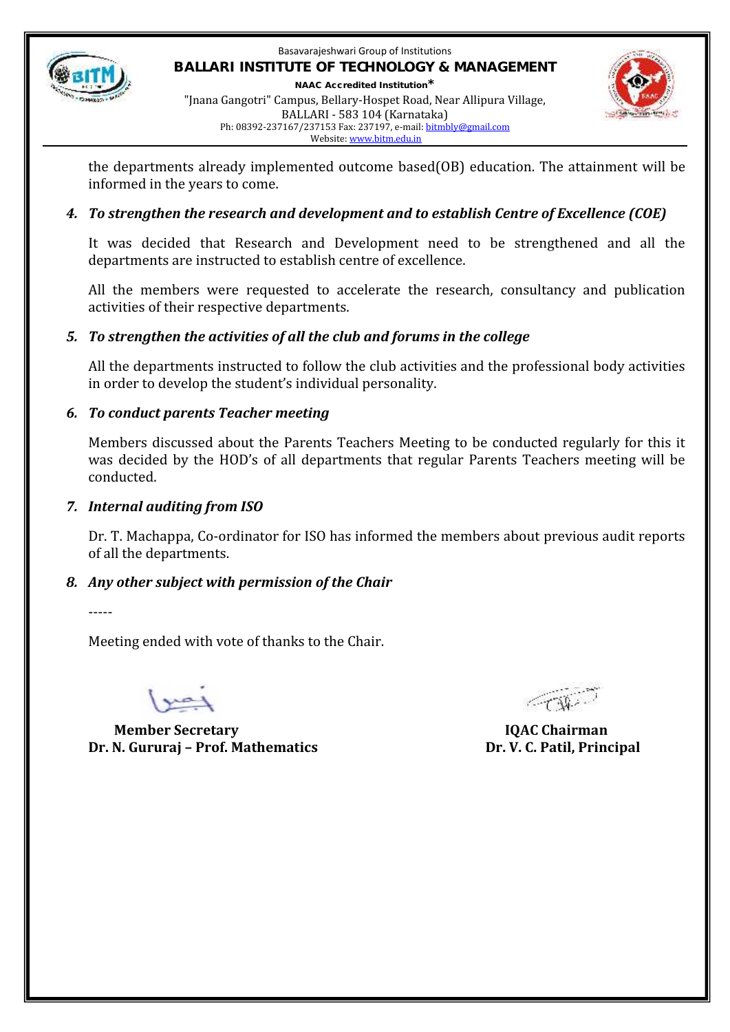the departments already implemented outcome based(OB) education. The attainment will be informed in the years to come.

4. ***To strengthen the research and development and to establish Centre of Excellence (COE)***

   It was decided that Research and Development need to be strengthened and all the departments are instructed to establish centre of excellence.

   All the members were requested to accelerate the research, consultancy and publication activities of their respective departments.

5. ***To strengthen the activities of all the club and forums in the college***

   All the departments instructed to follow the club activities and the professional body activities in order to develop the student's individual personality.

6. ***To conduct parents Teacher meeting***

   Members discussed about the Parents Teachers Meeting to be conducted regularly for this it was decided by the HOD's of all departments that regular Parents Teachers meeting will be conducted.

7. ***Internal auditing from ISO***

   Dr. T. Machappa, Co-ordinator for ISO has informed the members about previous audit reports of all the departments.

8. ***Any other subject with permission of the Chair***

   -----

   Meeting ended with vote of thanks to the Chair.

**Member Secretary**
**Dr. N. Gururaj – Prof. Mathematics**

**IQAC Chairman**
**Dr. V. C. Patil, Principal**